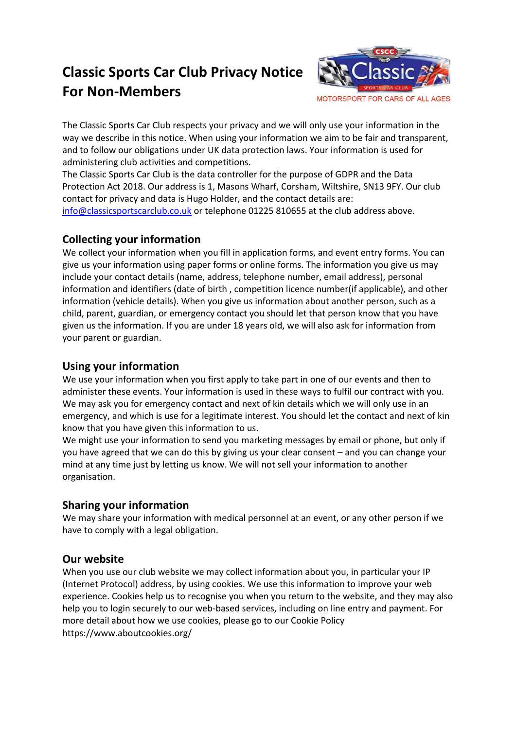# Classic Sports Car Club Privacy Notice For Non-Members

MOTORSPORT FOR CARS OF ALL AGES

The Classic Sports Car Club respects your privacy and we will only use your information in the way we describe in this notice. When using your information we aim to be fair and transparent, and to follow our obligations under UK data protection laws. Your information is used for administering club activities and competitions.
The Classic Sports Car Club is the data controller for the purpose of GDPR and the Data Protection Act 2018. Our address is 1, Masons Wharf, Corsham, Wiltshire, SN13 9FY. Our club contact for privacy and data is Hugo Holder, and the contact details are: info@classicsportscarclub.co.uk or telephone 01225 810655 at the club address above.

## Collecting your information

We collect your information when you fill in application forms, and event entry forms. You can give us your information using paper forms or online forms. The information you give us may include your contact details (name, address, telephone number, email address), personal information and identifiers (date of birth , competition licence number(if applicable), and other information (vehicle details). When you give us information about another person, such as a child, parent, guardian, or emergency contact you should let that person know that you have given us the information. If you are under 18 years old, we will also ask for information from your parent or guardian.

## Using your information

We use your information when you first apply to take part in one of our events and then to administer these events. Your information is used in these ways to fulfil our contract with you. We may ask you for emergency contact and next of kin details which we will only use in an emergency, and which is use for a legitimate interest. You should let the contact and next of kin know that you have given this information to us.
We might use your information to send you marketing messages by email or phone, but only if you have agreed that we can do this by giving us your clear consent – and you can change your mind at any time just by letting us know. We will not sell your information to another organisation.

## Sharing your information

We may share your information with medical personnel at an event, or any other person if we have to comply with a legal obligation.

## Our website

When you use our club website we may collect information about you, in particular your IP (Internet Protocol) address, by using cookies. We use this information to improve your web experience. Cookies help us to recognise you when you return to the website, and they may also help you to login securely to our web-based services, including on line entry and payment. For more detail about how we use cookies, please go to our Cookie Policy https://www.aboutcookies.org/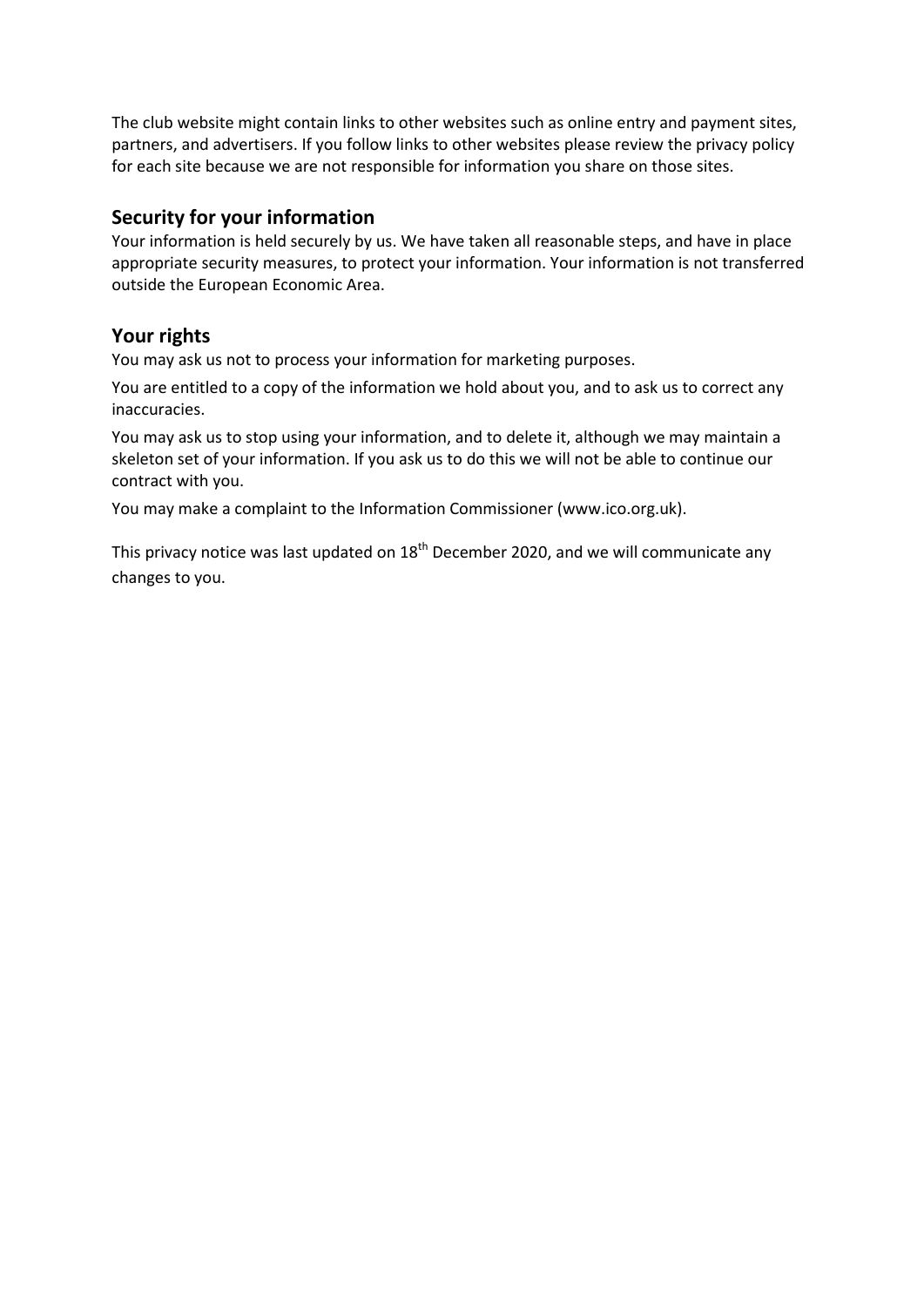The club website might contain links to other websites such as online entry and payment sites, partners, and advertisers. If you follow links to other websites please review the privacy policy for each site because we are not responsible for information you share on those sites.

## Security for your information

Your information is held securely by us. We have taken all reasonable steps, and have in place appropriate security measures, to protect your information. Your information is not transferred outside the European Economic Area.

## Your rights

You may ask us not to process your information for marketing purposes.

You are entitled to a copy of the information we hold about you, and to ask us to correct any inaccuracies.

You may ask us to stop using your information, and to delete it, although we may maintain a skeleton set of your information. If you ask us to do this we will not be able to continue our contract with you.

You may make a complaint to the Information Commissioner (www.ico.org.uk).

This privacy notice was last updated on 18th December 2020, and we will communicate any changes to you.